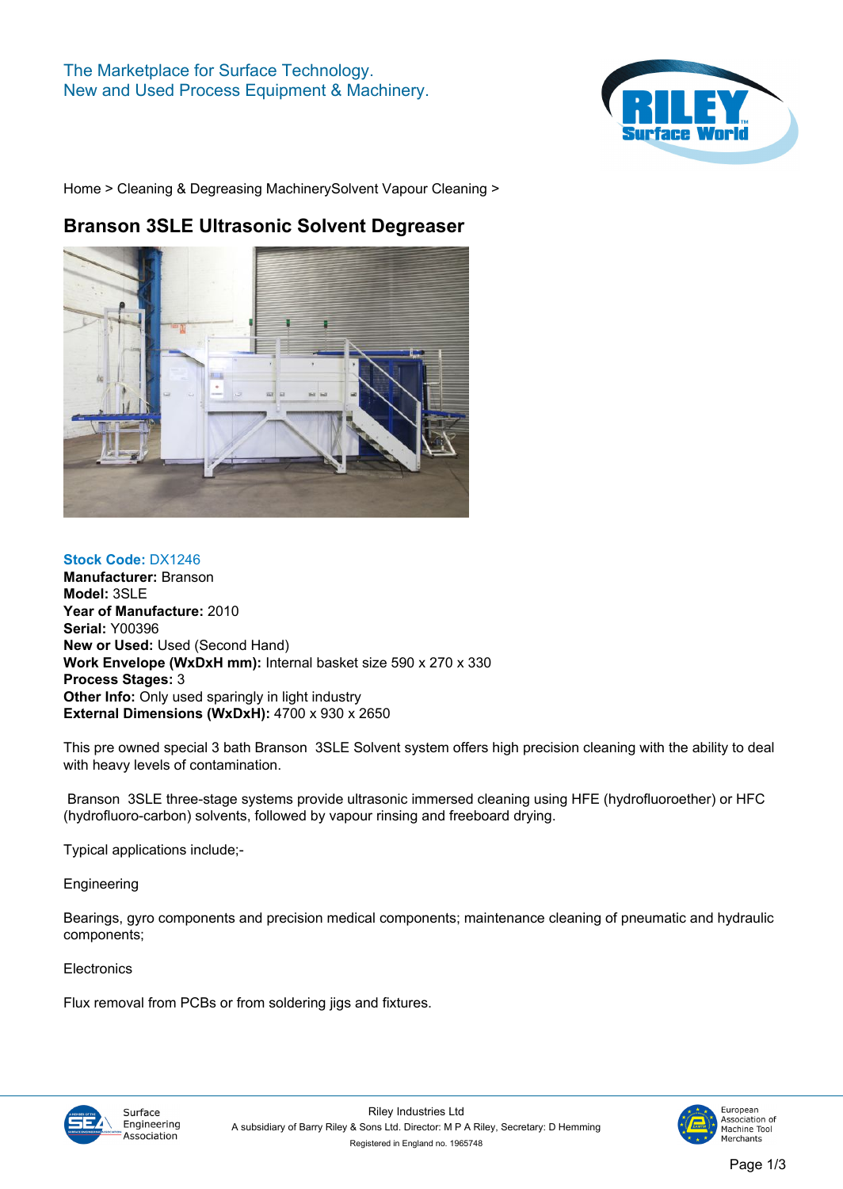The Marketplace for Surface Technology.
New and Used Process Equipment & Machinery.

Home > Cleaning & Degreasing MachinerySolvent Vapour Cleaning >

# Branson 3SLE Ultrasonic Solvent Degreaser

**Stock Code:** DX1246
**Manufacturer:** Branson
**Model:** 3SLE
**Year of Manufacture:** 2010
**Serial:** Y00396
**New or Used:** Used (Second Hand)
**Work Envelope (WxDxH mm):** Internal basket size 590 x 270 x 330
**Process Stages:** 3
**Other Info:** Only used sparingly in light industry
**External Dimensions (WxDxH):** 4700 x 930 x 2650

This pre owned special 3 bath Branson 3SLE Solvent system offers high precision cleaning with the ability to deal with heavy levels of contamination.

Branson 3SLE three-stage systems provide ultrasonic immersed cleaning using HFE (hydrofluoroether) or HFC (hydrofluoro-carbon) solvents, followed by vapour rinsing and freeboard drying.

Typical applications include;-

Engineering

Bearings, gyro components and precision medical components; maintenance cleaning of pneumatic and hydraulic components;

Electronics

Flux removal from PCBs or from soldering jigs and fixtures.

Riley Industries Ltd
A subsidiary of Barry Riley & Sons Ltd. Director: M P A Riley, Secretary: D Hemming
Registered in England no. 1965748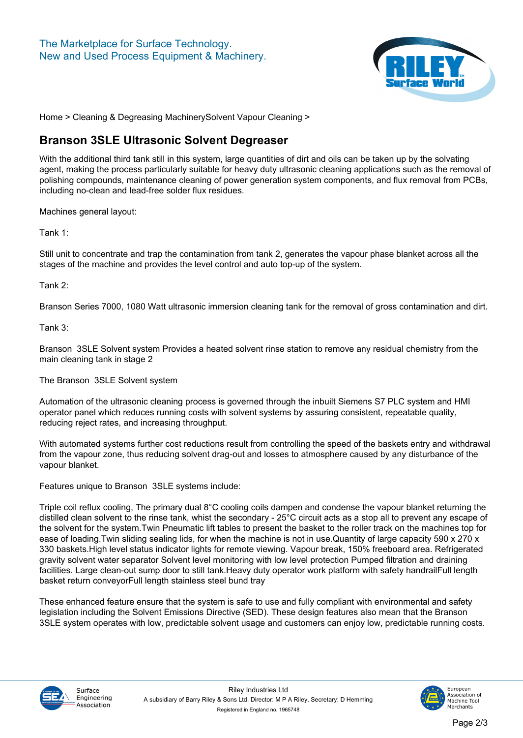The Marketplace for Surface Technology.
New and Used Process Equipment & Machinery.

Home > Cleaning & Degreasing MachinerySolvent Vapour Cleaning >

## Branson 3SLE Ultrasonic Solvent Degreaser

With the additional third tank still in this system, large quantities of dirt and oils can be taken up by the solvating agent, making the process particularly suitable for heavy duty ultrasonic cleaning applications such as the removal of polishing compounds, maintenance cleaning of power generation system components, and flux removal from PCBs, including no-clean and lead-free solder flux residues.

Machines general layout:

Tank 1:

Still unit to concentrate and trap the contamination from tank 2, generates the vapour phase blanket across all the stages of the machine and provides the level control and auto top-up of the system.

Tank 2:

Branson Series 7000, 1080 Watt ultrasonic immersion cleaning tank for the removal of gross contamination and dirt.

Tank 3:

Branson 3SLE Solvent system Provides a heated solvent rinse station to remove any residual chemistry from the main cleaning tank in stage 2

The Branson 3SLE Solvent system

Automation of the ultrasonic cleaning process is governed through the inbuilt Siemens S7 PLC system and HMI operator panel which reduces running costs with solvent systems by assuring consistent, repeatable quality, reducing reject rates, and increasing throughput.

With automated systems further cost reductions result from controlling the speed of the baskets entry and withdrawal from the vapour zone, thus reducing solvent drag-out and losses to atmosphere caused by any disturbance of the vapour blanket.

Features unique to Branson 3SLE systems include:

Triple coil reflux cooling, The primary dual 8°C cooling coils dampen and condense the vapour blanket returning the distilled clean solvent to the rinse tank, whist the secondary - 25°C circuit acts as a stop all to prevent any escape of the solvent for the system.Twin Pneumatic lift tables to present the basket to the roller track on the machines top for ease of loading.Twin sliding sealing lids, for when the machine is not in use.Quantity of large capacity 590 x 270 x 330 baskets.High level status indicator lights for remote viewing. Vapour break, 150% freeboard area. Refrigerated gravity solvent water separator Solvent level monitoring with low level protection Pumped filtration and draining facilities. Large clean-out sump door to still tank.Heavy duty operator work platform with safety handrailFull length basket return conveyorFull length stainless steel bund tray

These enhanced feature ensure that the system is safe to use and fully compliant with environmental and safety legislation including the Solvent Emissions Directive (SED). These design features also mean that the Branson 3SLE system operates with low, predictable solvent usage and customers can enjoy low, predictable running costs.

Riley Industries Ltd
A subsidiary of Barry Riley & Sons Ltd. Director: M P A Riley, Secretary: D Hemming
Registered in England no. 1965748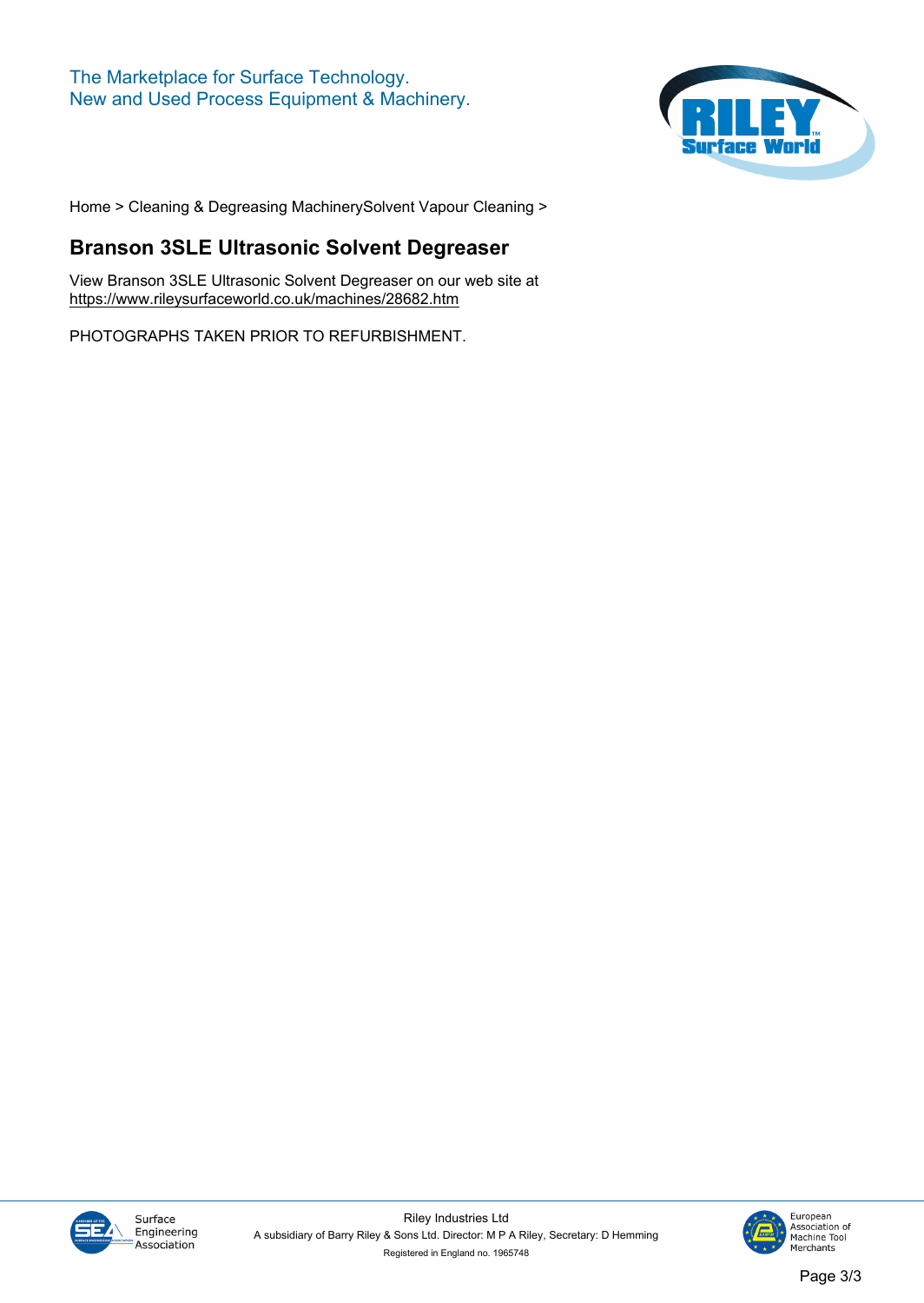The Marketplace for Surface Technology.
New and Used Process Equipment & Machinery.

Home > Cleaning & Degreasing MachinerySolvent Vapour Cleaning >

## Branson 3SLE Ultrasonic Solvent Degreaser

View Branson 3SLE Ultrasonic Solvent Degreaser on our web site at
https://www.rileysurfaceworld.co.uk/machines/28682.htm

PHOTOGRAPHS TAKEN PRIOR TO REFURBISHMENT.

Riley Industries Ltd
A subsidiary of Barry Riley & Sons Ltd. Director: M P A Riley, Secretary: D Hemming
Registered in England no. 1965748